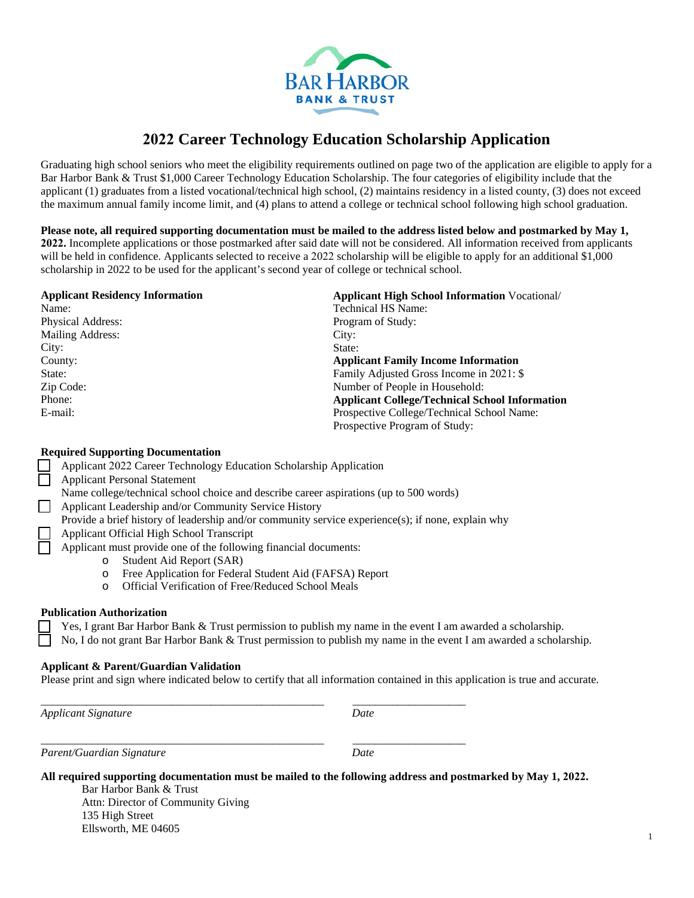# 2022 Career Technology Education Scholarship Application

Graduating high school seniors who meet the eligibility requirements outlined on page two of the application are eligible to apply for a Bar Harbor Bank & Trust $1,000 Career Technology Education Scholarship. The four categories of eligibility include that the applicant (1) graduates from a listed vocational/technical high school, (2) maintains residency in a listed county, (3) does not exceed the maximum annual family income limit, and (4) plans to attend a college or technical school following high school graduation.

**Please note, all required supporting documentation must be mailed to the address listed below and postmarked by May 1, 2022.** Incomplete applications or those postmarked after said date will not be considered. All information received from applicants will be held in confidence. Applicants selected to receive a 2022 scholarship will be eligible to apply for an additional $1,000 scholarship in 2022 to be used for the applicant's second year of college or technical school.

**Applicant Residency Information**

Name:
Physical Address:
Mailing Address:
City:
County:
State:
Zip Code:
Phone:
E-mail:

**Applicant High School Information**

Vocational/Technical HS Name:
Program of Study:
City:
State:

**Applicant Family Income Information**

Family Adjusted Gross Income in 2021: $
Number of People in Household:

**Applicant College/Technical School Information**

Prospective College/Technical School Name:
Prospective Program of Study:

**Required Supporting Documentation**

- ☐ Applicant 2022 Career Technology Education Scholarship Application
- ☐ Applicant Personal Statement
  Name college/technical school choice and describe career aspirations (up to 500 words)
- ☐ Applicant Leadership and/or Community Service History
  Provide a brief history of leadership and/or community service experience(s); if none, explain why
- ☐ Applicant Official High School Transcript
- ☐ Applicant must provide one of the following financial documents:
  - Student Aid Report (SAR)
  - Free Application for Federal Student Aid (FAFSA) Report
  - Official Verification of Free/Reduced School Meals

**Publication Authorization**

- ☐ Yes, I grant Bar Harbor Bank & Trust permission to publish my name in the event I am awarded a scholarship.
- ☐ No, I do not grant Bar Harbor Bank & Trust permission to publish my name in the event I am awarded a scholarship.

**Applicant & Parent/Guardian Validation**

Please print and sign where indicated below to certify that all information contained in this application is true and accurate.

\_\_\_\_\_\_\_\_\_\_\_\_\_\_\_\_\_\_\_\_\_\_\_\_\_\_\_\_\_\_\_\_\_\_\_\_\_\_\_\_ \_\_\_\_\_\_\_\_\_\_\_\_\_\_\_\_\_\_\_\_
*Applicant Signature* *Date*

\_\_\_\_\_\_\_\_\_\_\_\_\_\_\_\_\_\_\_\_\_\_\_\_\_\_\_\_\_\_\_\_\_\_\_\_\_\_\_\_ \_\_\_\_\_\_\_\_\_\_\_\_\_\_\_\_\_\_\_\_
*Parent/Guardian Signature* *Date*

**All required supporting documentation must be mailed to the following address and postmarked by May 1, 2022.**

Bar Harbor Bank & Trust
Attn: Director of Community Giving
135 High Street
Ellsworth, ME 04605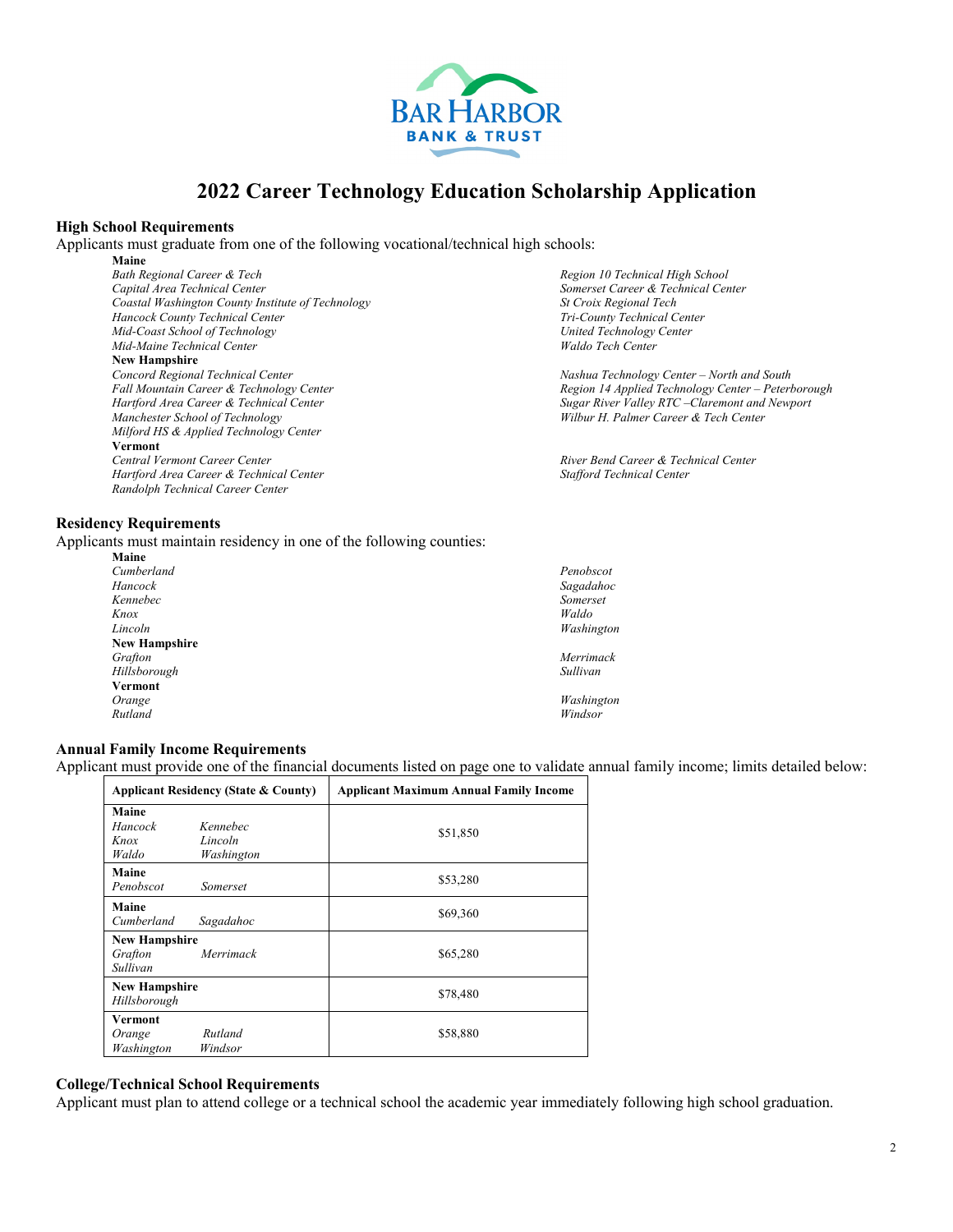# 2022 Career Technology Education Scholarship Application

## High School Requirements

Applicants must graduate from one of the following vocational/technical high schools:

**Maine**

*Bath Regional Career & Tech*
*Capital Area Technical Center*
*Coastal Washington County Institute of Technology*
*Hancock County Technical Center*
*Mid-Coast School of Technology*
*Mid-Maine Technical Center*
*Region 10 Technical High School*
*Somerset Career & Technical Center*
*St Croix Regional Tech*
*Tri-County Technical Center*
*United Technology Center*
*Waldo Tech Center*

**New Hampshire**

*Concord Regional Technical Center*
*Fall Mountain Career & Technology Center*
*Hartford Area Career & Technical Center*
*Manchester School of Technology*
*Milford HS & Applied Technology Center*
*Nashua Technology Center – North and South*
*Region 14 Applied Technology Center – Peterborough*
*Sugar River Valley RTC –Claremont and Newport*
*Wilbur H. Palmer Career & Tech Center*

**Vermont**

*Central Vermont Career Center*
*Hartford Area Career & Technical Center*
*Randolph Technical Career Center*
*River Bend Career & Technical Center*
*Stafford Technical Center*

## Residency Requirements

Applicants must maintain residency in one of the following counties:

**Maine**

*Cumberland*
*Hancock*
*Kennebec*
*Knox*
*Lincoln*
*Penobscot*
*Sagadahoc*
*Somerset*
*Waldo*
*Washington*

**New Hampshire**

*Grafton*
*Hillsborough*
*Merrimack*
*Sullivan*

**Vermont**

*Orange*
*Rutland*
*Washington*
*Windsor*

## Annual Family Income Requirements

Applicant must provide one of the financial documents listed on page one to validate annual family income; limits detailed below:

| Applicant Residency (State & County) | Applicant Maximum Annual Family Income |
|---|---|
| **Maine** *Hancock, Kennebec, Knox, Lincoln, Waldo, Washington* | $51,850 |
| **Maine** *Penobscot, Somerset* | $53,280 |
| **Maine** *Cumberland, Sagadahoc* | $69,360 |
| **New Hampshire** *Grafton, Merrimack, Sullivan* | $65,280 |
| **New Hampshire** *Hillsborough* | $78,480 |
| **Vermont** *Orange, Rutland, Washington, Windsor* | $58,880 |

## College/Technical School Requirements

Applicant must plan to attend college or a technical school the academic year immediately following high school graduation.